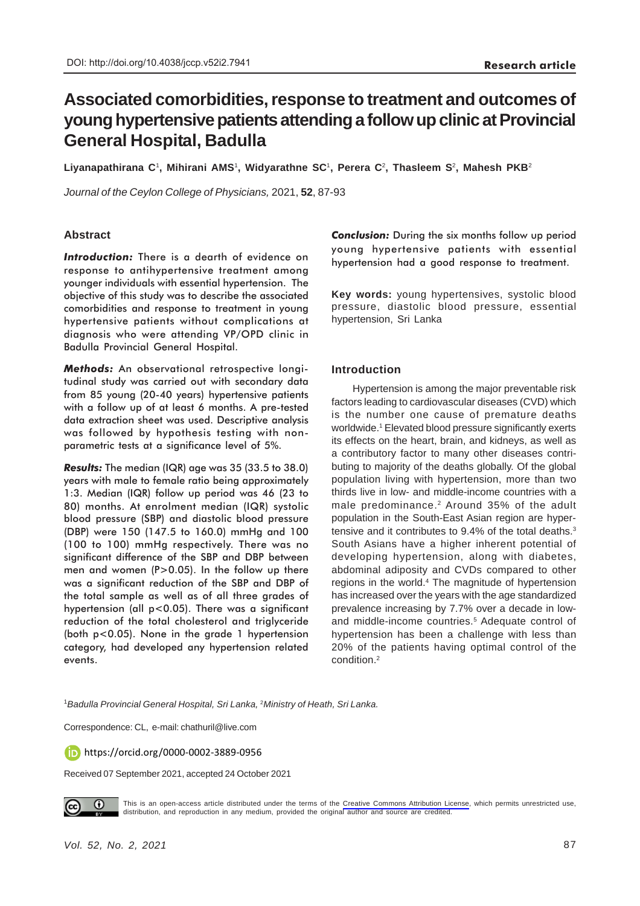DOI: http://doi.org/10.4038/jccp.v52i2.7941

**Research article**

# Associated comorbidities, response to treatment and outcomes of young hypertensive patients attending a follow up clinic at Provincial General Hospital, Badulla

**Liyanapathirana C[1], Mihirani AMS[1], Widyarathne SC[1], Perera C[2], Thasleem S[2], Mahesh PKB[2]**

*Journal of the Ceylon College of Physicians,* 2021, **52**, 87-93

## Abstract

***Introduction:*** There is a dearth of evidence on response to antihypertensive treatment among younger individuals with essential hypertension. The objective of this study was to describe the associated comorbidities and response to treatment in young hypertensive patients without complications at diagnosis who were attending VP/OPD clinic in Badulla Provincial General Hospital.

***Methods:*** An observational retrospective longitudinal study was carried out with secondary data from 85 young (20-40 years) hypertensive patients with a follow up of at least 6 months. A pre-tested data extraction sheet was used. Descriptive analysis was followed by hypothesis testing with non-parametric tests at a significance level of 5%.

***Results:*** The median (IQR) age was 35 (33.5 to 38.0) years with male to female ratio being approximately 1:3. Median (IQR) follow up period was 46 (23 to 80) months. At enrolment median (IQR) systolic blood pressure (SBP) and diastolic blood pressure (DBP) were 150 (147.5 to 160.0) mmHg and 100 (100 to 100) mmHg respectively. There was no significant difference of the SBP and DBP between men and women ($P>0.05$). In the follow up there was a significant reduction of the SBP and DBP of the total sample as well as of all three grades of hypertension (all $p<0.05$). There was a significant reduction of the total cholesterol and triglyceride (both $p<0.05$). None in the grade 1 hypertension category, had developed any hypertension related events.

***Conclusion:*** During the six months follow up period young hypertensive patients with essential hypertension had a good response to treatment.

**Key words:** young hypertensives, systolic blood pressure, diastolic blood pressure, essential hypertension, Sri Lanka

## Introduction

Hypertension is among the major preventable risk factors leading to cardiovascular diseases (CVD) which is the number one cause of premature deaths worldwide.[1] Elevated blood pressure significantly exerts its effects on the heart, brain, and kidneys, as well as a contributory factor to many other diseases contributing to majority of the deaths globally. Of the global population living with hypertension, more than two thirds live in low- and middle-income countries with a male predominance.[2] Around 35% of the adult population in the South-East Asian region are hypertensive and it contributes to 9.4% of the total deaths.[3] South Asians have a higher inherent potential of developing hypertension, along with diabetes, abdominal adiposity and CVDs compared to other regions in the world.[4] The magnitude of hypertension has increased over the years with the age standardized prevalence increasing by 7.7% over a decade in low- and middle-income countries.[5] Adequate control of hypertension has been a challenge with less than 20% of the patients having optimal control of the condition.[2]

[1]*Badulla Provincial General Hospital, Sri Lanka,* [2]*Ministry of Heath, Sri Lanka.*

Correspondence: CL, e-mail: chathuril@live.com

https://orcid.org/0000-0002-3889-0956

Received 07 September 2021, accepted 24 October 2021

This is an open-access article distributed under the terms of the Creative Commons Attribution License, which permits unrestricted use, distribution, and reproduction in any medium, provided the original author and source are credited.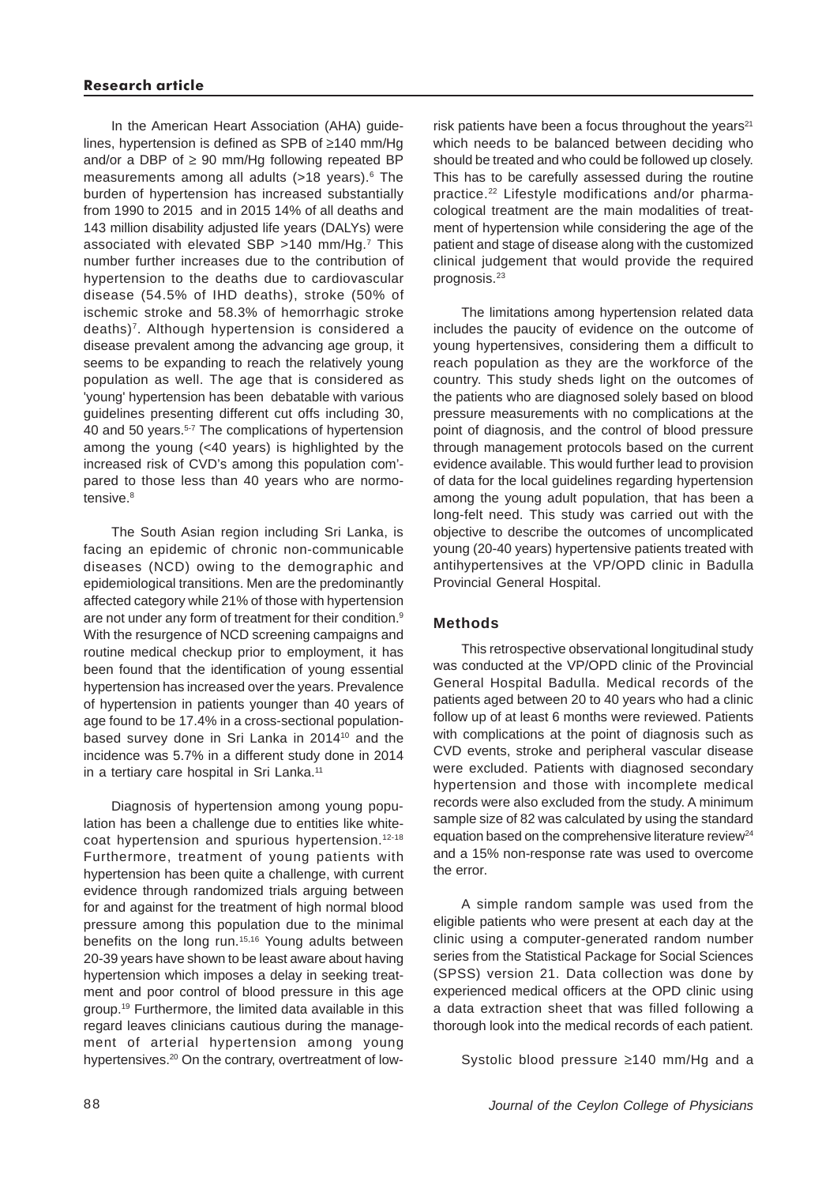In the American Heart Association (AHA) guidelines, hypertension is defined as SPB of ≥140 mm/Hg and/or a DBP of ≥ 90 mm/Hg following repeated BP measurements among all adults (>18 years).[6] The burden of hypertension has increased substantially from 1990 to 2015 and in 2015 14% of all deaths and 143 million disability adjusted life years (DALYs) were associated with elevated SBP >140 mm/Hg.[7] This number further increases due to the contribution of hypertension to the deaths due to cardiovascular disease (54.5% of IHD deaths), stroke (50% of ischemic stroke and 58.3% of hemorrhagic stroke deaths)[7]. Although hypertension is considered a disease prevalent among the advancing age group, it seems to be expanding to reach the relatively young population as well. The age that is considered as 'young' hypertension has been debatable with various guidelines presenting different cut offs including 30, 40 and 50 years.[5-7] The complications of hypertension among the young (<40 years) is highlighted by the increased risk of CVD's among this population com'-pared to those less than 40 years who are normotensive.[8]

The South Asian region including Sri Lanka, is facing an epidemic of chronic non-communicable diseases (NCD) owing to the demographic and epidemiological transitions. Men are the predominantly affected category while 21% of those with hypertension are not under any form of treatment for their condition.[9] With the resurgence of NCD screening campaigns and routine medical checkup prior to employment, it has been found that the identification of young essential hypertension has increased over the years. Prevalence of hypertension in patients younger than 40 years of age found to be 17.4% in a cross-sectional population-based survey done in Sri Lanka in 2014[10] and the incidence was 5.7% in a different study done in 2014 in a tertiary care hospital in Sri Lanka.[11]

Diagnosis of hypertension among young population has been a challenge due to entities like white-coat hypertension and spurious hypertension.[12-18] Furthermore, treatment of young patients with hypertension has been quite a challenge, with current evidence through randomized trials arguing between for and against for the treatment of high normal blood pressure among this population due to the minimal benefits on the long run.[15,16] Young adults between 20-39 years have shown to be least aware about having hypertension which imposes a delay in seeking treatment and poor control of blood pressure in this age group.[19] Furthermore, the limited data available in this regard leaves clinicians cautious during the management of arterial hypertension among young hypertensives.[20] On the contrary, overtreatment of low-risk patients have been a focus throughout the years[21] which needs to be balanced between deciding who should be treated and who could be followed up closely. This has to be carefully assessed during the routine practice.[22] Lifestyle modifications and/or pharmacological treatment are the main modalities of treatment of hypertension while considering the age of the patient and stage of disease along with the customized clinical judgement that would provide the required prognosis.[23]

The limitations among hypertension related data includes the paucity of evidence on the outcome of young hypertensives, considering them a difficult to reach population as they are the workforce of the country. This study sheds light on the outcomes of the patients who are diagnosed solely based on blood pressure measurements with no complications at the point of diagnosis, and the control of blood pressure through management protocols based on the current evidence available. This would further lead to provision of data for the local guidelines regarding hypertension among the young adult population, that has been a long-felt need. This study was carried out with the objective to describe the outcomes of uncomplicated young (20-40 years) hypertensive patients treated with antihypertensives at the VP/OPD clinic in Badulla Provincial General Hospital.

## Methods

This retrospective observational longitudinal study was conducted at the VP/OPD clinic of the Provincial General Hospital Badulla. Medical records of the patients aged between 20 to 40 years who had a clinic follow up of at least 6 months were reviewed. Patients with complications at the point of diagnosis such as CVD events, stroke and peripheral vascular disease were excluded. Patients with diagnosed secondary hypertension and those with incomplete medical records were also excluded from the study. A minimum sample size of 82 was calculated by using the standard equation based on the comprehensive literature review[24] and a 15% non-response rate was used to overcome the error.

A simple random sample was used from the eligible patients who were present at each day at the clinic using a computer-generated random number series from the Statistical Package for Social Sciences (SPSS) version 21. Data collection was done by experienced medical officers at the OPD clinic using a data extraction sheet that was filled following a thorough look into the medical records of each patient.

Systolic blood pressure ≥140 mm/Hg and a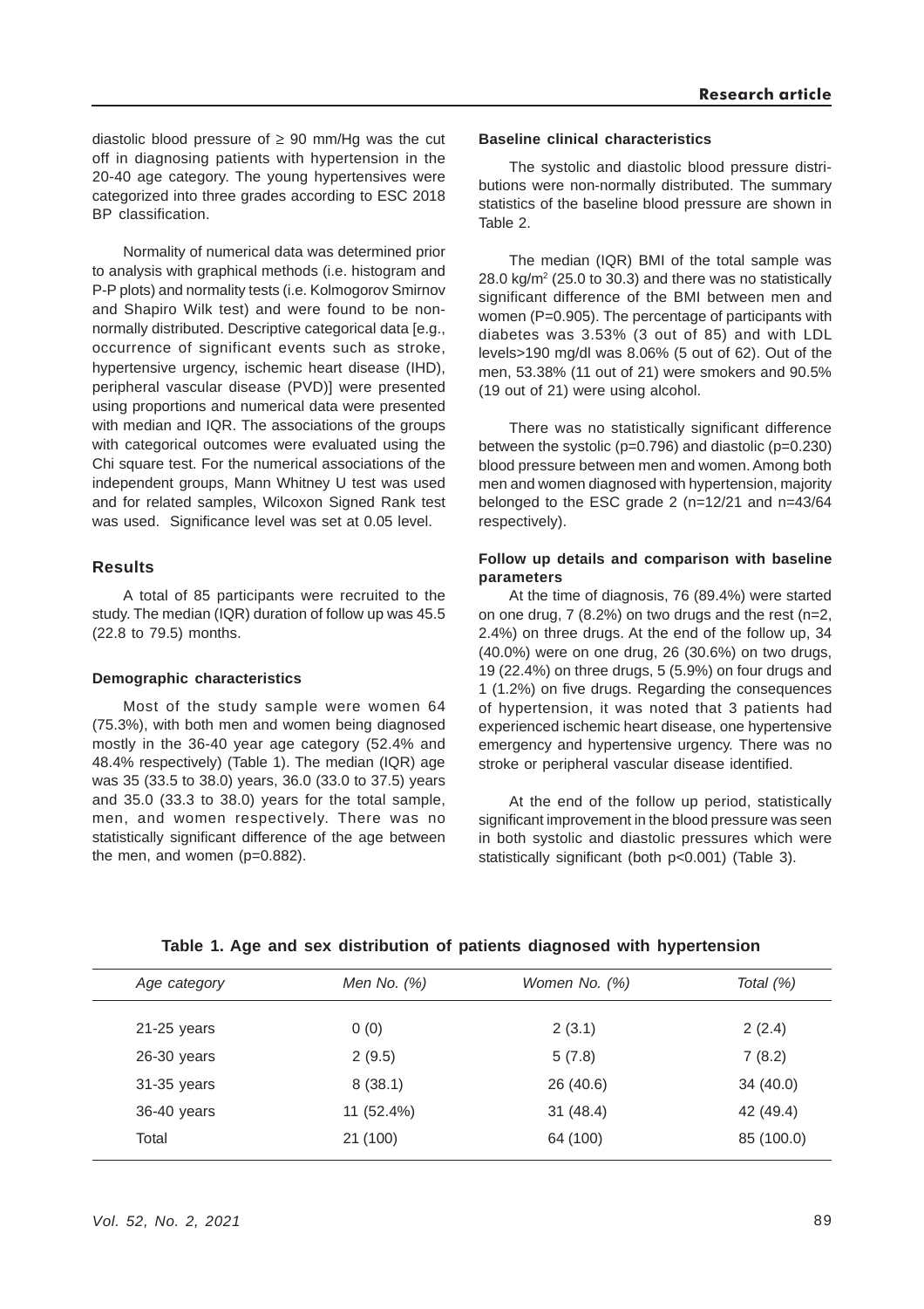diastolic blood pressure of ≥ 90 mm/Hg was the cut off in diagnosing patients with hypertension in the 20-40 age category. The young hypertensives were categorized into three grades according to ESC 2018 BP classification.

Normality of numerical data was determined prior to analysis with graphical methods (i.e. histogram and P-P plots) and normality tests (i.e. Kolmogorov Smirnov and Shapiro Wilk test) and were found to be non-normally distributed. Descriptive categorical data [e.g., occurrence of significant events such as stroke, hypertensive urgency, ischemic heart disease (IHD), peripheral vascular disease (PVD)] were presented using proportions and numerical data were presented with median and IQR. The associations of the groups with categorical outcomes were evaluated using the Chi square test. For the numerical associations of the independent groups, Mann Whitney U test was used and for related samples, Wilcoxon Signed Rank test was used. Significance level was set at 0.05 level.

## Results

A total of 85 participants were recruited to the study. The median (IQR) duration of follow up was 45.5 (22.8 to 79.5) months.

### Demographic characteristics

Most of the study sample were women 64 (75.3%), with both men and women being diagnosed mostly in the 36-40 year age category (52.4% and 48.4% respectively) (Table 1). The median (IQR) age was 35 (33.5 to 38.0) years, 36.0 (33.0 to 37.5) years and 35.0 (33.3 to 38.0) years for the total sample, men, and women respectively. There was no statistically significant difference of the age between the men, and women (p=0.882).

### Baseline clinical characteristics

The systolic and diastolic blood pressure distributions were non-normally distributed. The summary statistics of the baseline blood pressure are shown in Table 2.

The median (IQR) BMI of the total sample was 28.0 kg/m$^2$ (25.0 to 30.3) and there was no statistically significant difference of the BMI between men and women (P=0.905). The percentage of participants with diabetes was 3.53% (3 out of 85) and with LDL levels>190 mg/dl was 8.06% (5 out of 62). Out of the men, 53.38% (11 out of 21) were smokers and 90.5% (19 out of 21) were using alcohol.

There was no statistically significant difference between the systolic (p=0.796) and diastolic (p=0.230) blood pressure between men and women. Among both men and women diagnosed with hypertension, majority belonged to the ESC grade 2 (n=12/21 and n=43/64 respectively).

### Follow up details and comparison with baseline parameters

At the time of diagnosis, 76 (89.4%) were started on one drug, 7 (8.2%) on two drugs and the rest (n=2, 2.4%) on three drugs. At the end of the follow up, 34 (40.0%) were on one drug, 26 (30.6%) on two drugs, 19 (22.4%) on three drugs, 5 (5.9%) on four drugs and 1 (1.2%) on five drugs. Regarding the consequences of hypertension, it was noted that 3 patients had experienced ischemic heart disease, one hypertensive emergency and hypertensive urgency. There was no stroke or peripheral vascular disease identified.

At the end of the follow up period, statistically significant improvement in the blood pressure was seen in both systolic and diastolic pressures which were statistically significant (both p<0.001) (Table 3).

**Table 1. Age and sex distribution of patients diagnosed with hypertension**

| *Age category* | *Men No. (%)* | *Women No. (%)* | *Total (%)* |
|---|---|---|---|
| 21-25 years | 0 (0) | 2 (3.1) | 2 (2.4) |
| 26-30 years | 2 (9.5) | 5 (7.8) | 7 (8.2) |
| 31-35 years | 8 (38.1) | 26 (40.6) | 34 (40.0) |
| 36-40 years | 11 (52.4%) | 31 (48.4) | 42 (49.4) |
| Total | 21 (100) | 64 (100) | 85 (100.0) |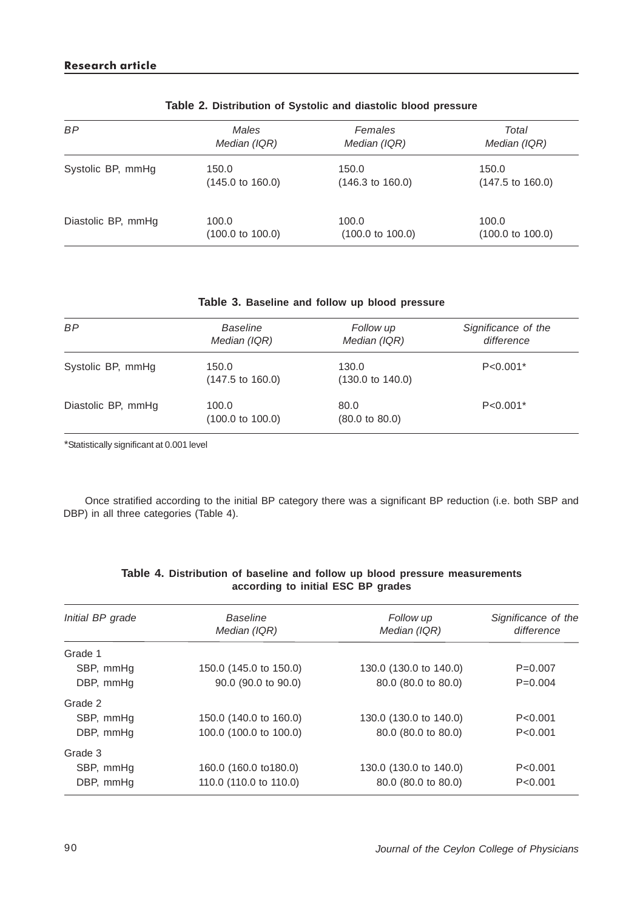**Table 2.** **Distribution of Systolic and diastolic blood pressure**

| *BP* | *Males Median (IQR)* | *Females Median (IQR)* | *Total Median (IQR)* |
|---|---|---|---|
| Systolic BP, mmHg | 150.0 (145.0 to 160.0) | 150.0 (146.3 to 160.0) | 150.0 (147.5 to 160.0) |
| Diastolic BP, mmHg | 100.0 (100.0 to 100.0) | 100.0 (100.0 to 100.0) | 100.0 (100.0 to 100.0) |

**Table 3.** **Baseline and follow up blood pressure**

| *BP* | *Baseline Median (IQR)* | *Follow up Median (IQR)* | *Significance of the difference* |
|---|---|---|---|
| Systolic BP, mmHg | 150.0 (147.5 to 160.0) | 130.0 (130.0 to 140.0) | P<0.001* |
| Diastolic BP, mmHg | 100.0 (100.0 to 100.0) | 80.0 (80.0 to 80.0) | P<0.001* |

*Statistically significant at 0.001 level

Once stratified according to the initial BP category there was a significant BP reduction (i.e. both SBP and DBP) in all three categories (Table 4).

**Table 4.** **Distribution of baseline and follow up blood pressure measurements according to initial ESC BP grades**

| *Initial BP grade* | *Baseline Median (IQR)* | *Follow up Median (IQR)* | *Significance of the difference* |
|---|---|---|---|
| Grade 1 | | | |
| SBP, mmHg | 150.0 (145.0 to 150.0) | 130.0 (130.0 to 140.0) | P=0.007 |
| DBP, mmHg | 90.0 (90.0 to 90.0) | 80.0 (80.0 to 80.0) | P=0.004 |
| Grade 2 | | | |
| SBP, mmHg | 150.0 (140.0 to 160.0) | 130.0 (130.0 to 140.0) | P<0.001 |
| DBP, mmHg | 100.0 (100.0 to 100.0) | 80.0 (80.0 to 80.0) | P<0.001 |
| Grade 3 | | | |
| SBP, mmHg | 160.0 (160.0 to180.0) | 130.0 (130.0 to 140.0) | P<0.001 |
| DBP, mmHg | 110.0 (110.0 to 110.0) | 80.0 (80.0 to 80.0) | P<0.001 |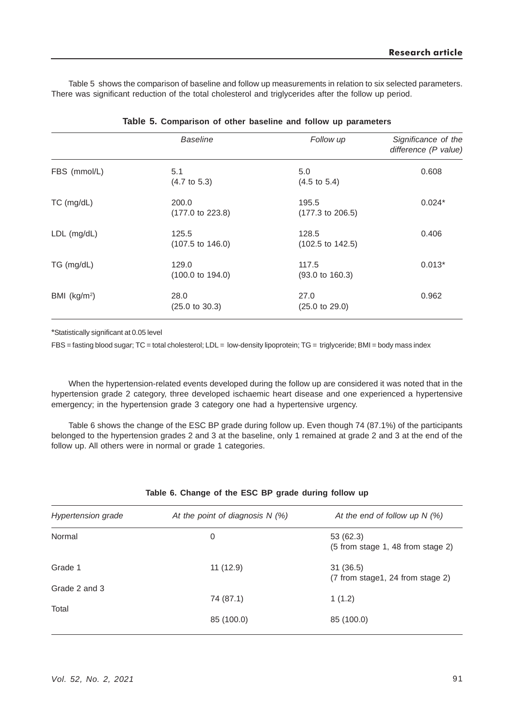Table 5 shows the comparison of baseline and follow up measurements in relation to six selected parameters. There was significant reduction of the total cholesterol and triglycerides after the follow up period.

**Table 5. Comparison of other baseline and follow up parameters**

| | *Baseline* | *Follow up* | *Significance of the difference (P value)* |
|---|---|---|---|
| FBS (mmol/L) | 5.1 (4.7 to 5.3) | 5.0 (4.5 to 5.4) | 0.608 |
| TC (mg/dL) | 200.0 (177.0 to 223.8) | 195.5 (177.3 to 206.5) | 0.024* |
| LDL (mg/dL) | 125.5 (107.5 to 146.0) | 128.5 (102.5 to 142.5) | 0.406 |
| TG (mg/dL) | 129.0 (100.0 to 194.0) | 117.5 (93.0 to 160.3) | 0.013* |
| BMI ($kg/m^2$) | 28.0 (25.0 to 30.3) | 27.0 (25.0 to 29.0) | 0.962 |

*Statistically significant at 0.05 level

FBS = fasting blood sugar; TC = total cholesterol; LDL = low-density lipoprotein; TG = triglyceride; BMI = body mass index

When the hypertension-related events developed during the follow up are considered it was noted that in the hypertension grade 2 category, three developed ischaemic heart disease and one experienced a hypertensive emergency; in the hypertension grade 3 category one had a hypertensive urgency.

Table 6 shows the change of the ESC BP grade during follow up. Even though 74 (87.1%) of the participants belonged to the hypertension grades 2 and 3 at the baseline, only 1 remained at grade 2 and 3 at the end of the follow up. All others were in normal or grade 1 categories.

**Table 6. Change of the ESC BP grade during follow up**

| *Hypertension grade* | *At the point of diagnosis N (%)* | *At the end of follow up N (%)* |
|---|---|---|
| Normal | 0 | 53 (62.3) (5 from stage 1, 48 from stage 2) |
| Grade 1 | 11 (12.9) | 31 (36.5) (7 from stage1, 24 from stage 2) |
| Grade 2 and 3 | 74 (87.1) | 1 (1.2) |
| Total | 85 (100.0) | 85 (100.0) |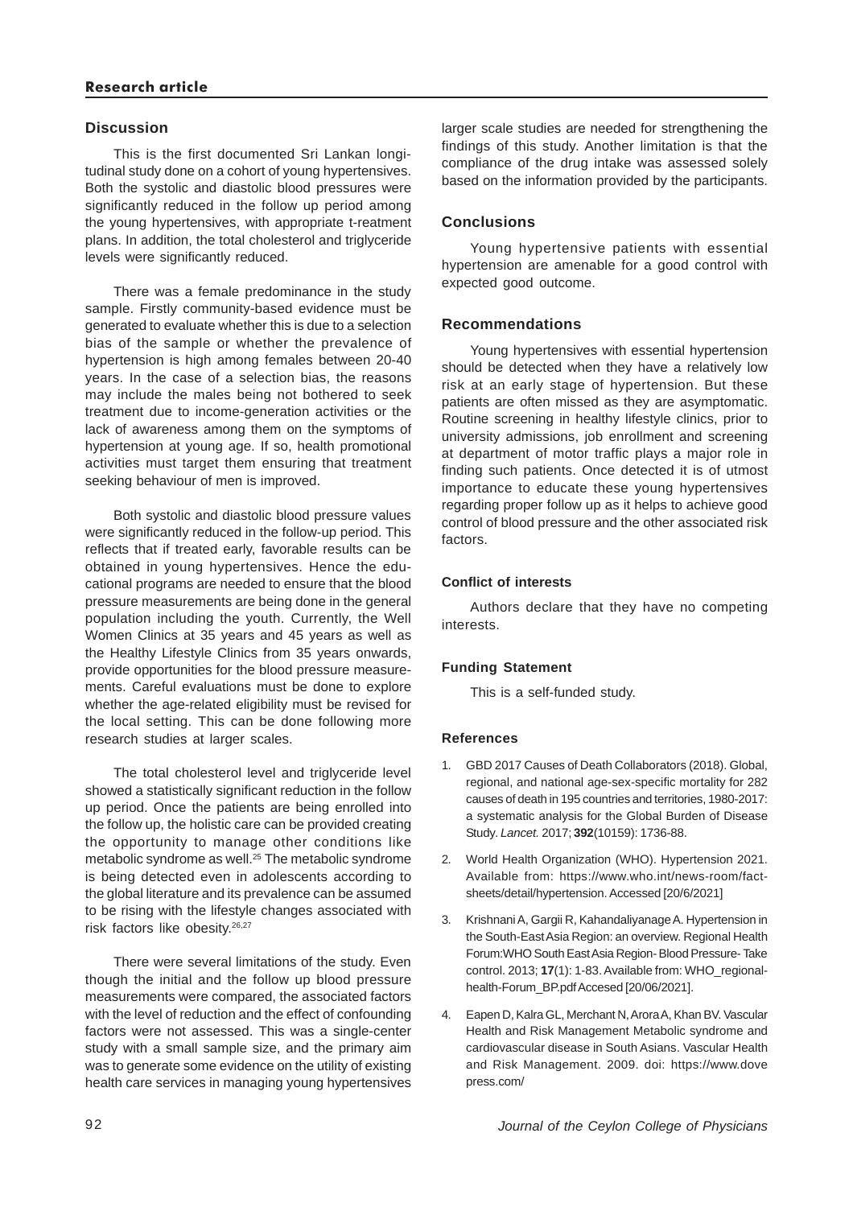## Discussion

This is the first documented Sri Lankan longitudinal study done on a cohort of young hypertensives. Both the systolic and diastolic blood pressures were significantly reduced in the follow up period among the young hypertensives, with appropriate t-reatment plans. In addition, the total cholesterol and triglyceride levels were significantly reduced.

There was a female predominance in the study sample. Firstly community-based evidence must be generated to evaluate whether this is due to a selection bias of the sample or whether the prevalence of hypertension is high among females between 20-40 years. In the case of a selection bias, the reasons may include the males being not bothered to seek treatment due to income-generation activities or the lack of awareness among them on the symptoms of hypertension at young age. If so, health promotional activities must target them ensuring that treatment seeking behaviour of men is improved.

Both systolic and diastolic blood pressure values were significantly reduced in the follow-up period. This reflects that if treated early, favorable results can be obtained in young hypertensives. Hence the educational programs are needed to ensure that the blood pressure measurements are being done in the general population including the youth. Currently, the Well Women Clinics at 35 years and 45 years as well as the Healthy Lifestyle Clinics from 35 years onwards, provide opportunities for the blood pressure measurements. Careful evaluations must be done to explore whether the age-related eligibility must be revised for the local setting. This can be done following more research studies at larger scales.

The total cholesterol level and triglyceride level showed a statistically significant reduction in the follow up period. Once the patients are being enrolled into the follow up, the holistic care can be provided creating the opportunity to manage other conditions like metabolic syndrome as well.[25] The metabolic syndrome is being detected even in adolescents according to the global literature and its prevalence can be assumed to be rising with the lifestyle changes associated with risk factors like obesity.[26,27]

There were several limitations of the study. Even though the initial and the follow up blood pressure measurements were compared, the associated factors with the level of reduction and the effect of confounding factors were not assessed. This was a single-center study with a small sample size, and the primary aim was to generate some evidence on the utility of existing health care services in managing young hypertensives larger scale studies are needed for strengthening the findings of this study. Another limitation is that the compliance of the drug intake was assessed solely based on the information provided by the participants.

## Conclusions

Young hypertensive patients with essential hypertension are amenable for a good control with expected good outcome.

## Recommendations

Young hypertensives with essential hypertension should be detected when they have a relatively low risk at an early stage of hypertension. But these patients are often missed as they are asymptomatic. Routine screening in healthy lifestyle clinics, prior to university admissions, job enrollment and screening at department of motor traffic plays a major role in finding such patients. Once detected it is of utmost importance to educate these young hypertensives regarding proper follow up as it helps to achieve good control of blood pressure and the other associated risk factors.

### Conflict of interests

Authors declare that they have no competing interests.

### Funding Statement

This is a self-funded study.

### References

1. GBD 2017 Causes of Death Collaborators (2018). Global, regional, and national age-sex-specific mortality for 282 causes of death in 195 countries and territories, 1980-2017: a systematic analysis for the Global Burden of Disease Study. *Lancet.* 2017; **392**(10159): 1736-88.
2. World Health Organization (WHO). Hypertension 2021. Available from: https://www.who.int/news-room/fact-sheets/detail/hypertension. Accessed [20/6/2021]
3. Krishnani A, Gargii R, Kahandaliyanage A. Hypertension in the South-East Asia Region: an overview. Regional Health Forum:WHO South East Asia Region- Blood Pressure- Take control. 2013; **17**(1): 1-83. Available from: WHO_regional-health-Forum_BP.pdf Accesed [20/06/2021].
4. Eapen D, Kalra GL, Merchant N, Arora A, Khan BV. Vascular Health and Risk Management Metabolic syndrome and cardiovascular disease in South Asians. Vascular Health and Risk Management. 2009. doi: https://www.dovepress.com/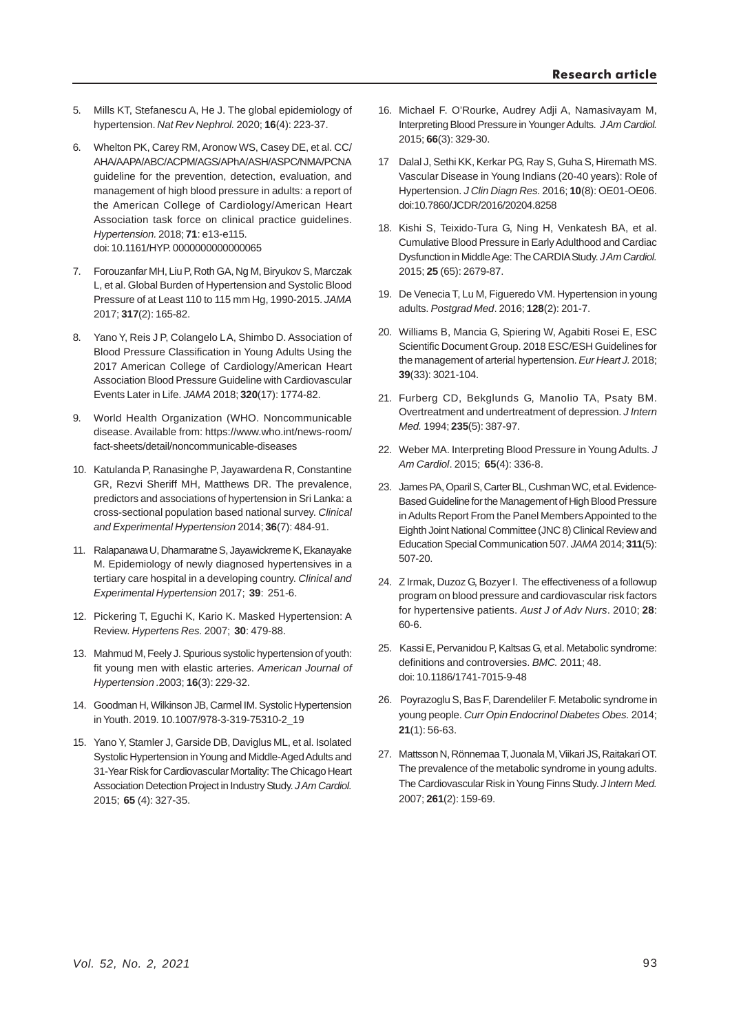5. Mills KT, Stefanescu A, He J. The global epidemiology of hypertension. *Nat Rev Nephrol.* 2020; **16**(4): 223-37.

6. Whelton PK, Carey RM, Aronow WS, Casey DE, et al. CC/AHA/AAPA/ABC/ACPM/AGS/APhA/ASH/ASPC/NMA/PCNA guideline for the prevention, detection, evaluation, and management of high blood pressure in adults: a report of the American College of Cardiology/American Heart Association task force on clinical practice guidelines. *Hypertension.* 2018; **71**: e13-e115. doi: 10.1161/HYP. 0000000000000065

7. Forouzanfar MH, Liu P, Roth GA, Ng M, Biryukov S, Marczak L, et al. Global Burden of Hypertension and Systolic Blood Pressure of at Least 110 to 115 mm Hg, 1990-2015. *JAMA* 2017; **317**(2): 165-82.

8. Yano Y, Reis J P, Colangelo L A, Shimbo D. Association of Blood Pressure Classification in Young Adults Using the 2017 American College of Cardiology/American Heart Association Blood Pressure Guideline with Cardiovascular Events Later in Life. *JAMA* 2018; **320**(17): 1774-82.

9. World Health Organization (WHO. Noncommunicable disease. Available from: https://www.who.int/news-room/fact-sheets/detail/noncommunicable-diseases

10. Katulanda P, Ranasinghe P, Jayawardena R, Constantine GR, Rezvi Sheriff MH, Matthews DR. The prevalence, predictors and associations of hypertension in Sri Lanka: a cross-sectional population based national survey. *Clinical and Experimental Hypertension* 2014; **36**(7): 484-91.

11. Ralapanawa U, Dharmaratne S, Jayawickreme K, Ekanayake M. Epidemiology of newly diagnosed hypertensives in a tertiary care hospital in a developing country. *Clinical and Experimental Hypertension* 2017; **39**: 251-6.

12. Pickering T, Eguchi K, Kario K. Masked Hypertension: A Review. *Hypertens Res.* 2007; **30**: 479-88.

13. Mahmud M, Feely J. Spurious systolic hypertension of youth: fit young men with elastic arteries. *American Journal of Hypertension* .2003; **16**(3): 229-32.

14. Goodman H, Wilkinson JB, Carmel IM. Systolic Hypertension in Youth. 2019. 10.1007/978-3-319-75310-2_19

15. Yano Y, Stamler J, Garside DB, Daviglus ML, et al. Isolated Systolic Hypertension in Young and Middle-Aged Adults and 31-Year Risk for Cardiovascular Mortality: The Chicago Heart Association Detection Project in Industry Study. *J Am Cardiol.* 2015; **65** (4): 327-35.

16. Michael F. O'Rourke, Audrey Adji A, Namasivayam M, Interpreting Blood Pressure in Younger Adults. *J Am Cardiol.* 2015; **66**(3): 329-30.

17 Dalal J, Sethi KK, Kerkar PG, Ray S, Guha S, Hiremath MS. Vascular Disease in Young Indians (20-40 years): Role of Hypertension. *J Clin Diagn Res.* 2016; **10**(8): OE01-OE06. doi:10.7860/JCDR/2016/20204.8258

18. Kishi S, Teixido-Tura G, Ning H, Venkatesh BA, et al. Cumulative Blood Pressure in Early Adulthood and Cardiac Dysfunction in Middle Age: The CARDIA Study. *J Am Cardiol.* 2015; **25** (65): 2679-87.

19. De Venecia T, Lu M, Figueredo VM. Hypertension in young adults. *Postgrad Med*. 2016; **128**(2): 201-7.

20. Williams B, Mancia G, Spiering W, Agabiti Rosei E, ESC Scientific Document Group. 2018 ESC/ESH Guidelines for the management of arterial hypertension. *Eur Heart J.* 2018; **39**(33): 3021-104.

21. Furberg CD, Bekglunds G, Manolio TA, Psaty BM. Overtreatment and undertreatment of depression. *J Intern Med.* 1994; **235**(5): 387-97.

22. Weber MA. Interpreting Blood Pressure in Young Adults. *J Am Cardiol*. 2015; **65**(4): 336-8.

23. James PA, Oparil S, Carter BL, Cushman WC, et al. Evidence-Based Guideline for the Management of High Blood Pressure in Adults Report From the Panel Members Appointed to the Eighth Joint National Committee (JNC 8) Clinical Review and Education Special Communication 507. *JAMA* 2014; **311**(5): 507-20.

24. Z Irmak, Duzoz G, Bozyer I. The effectiveness of a followup program on blood pressure and cardiovascular risk factors for hypertensive patients. *Aust J of Adv Nurs*. 2010; **28**: 60-6.

25. Kassi E, Pervanidou P, Kaltsas G, et al. Metabolic syndrome: definitions and controversies. *BMC.* 2011; 48. doi: 10.1186/1741-7015-9-48

26. Poyrazoglu S, Bas F, Darendeliler F. Metabolic syndrome in young people. *Curr Opin Endocrinol Diabetes Obes.* 2014; **21**(1): 56-63.

27. Mattsson N, Rönnemaa T, Juonala M, Viikari JS, Raitakari OT. The prevalence of the metabolic syndrome in young adults. The Cardiovascular Risk in Young Finns Study. *J Intern Med.* 2007; **261**(2): 159-69.